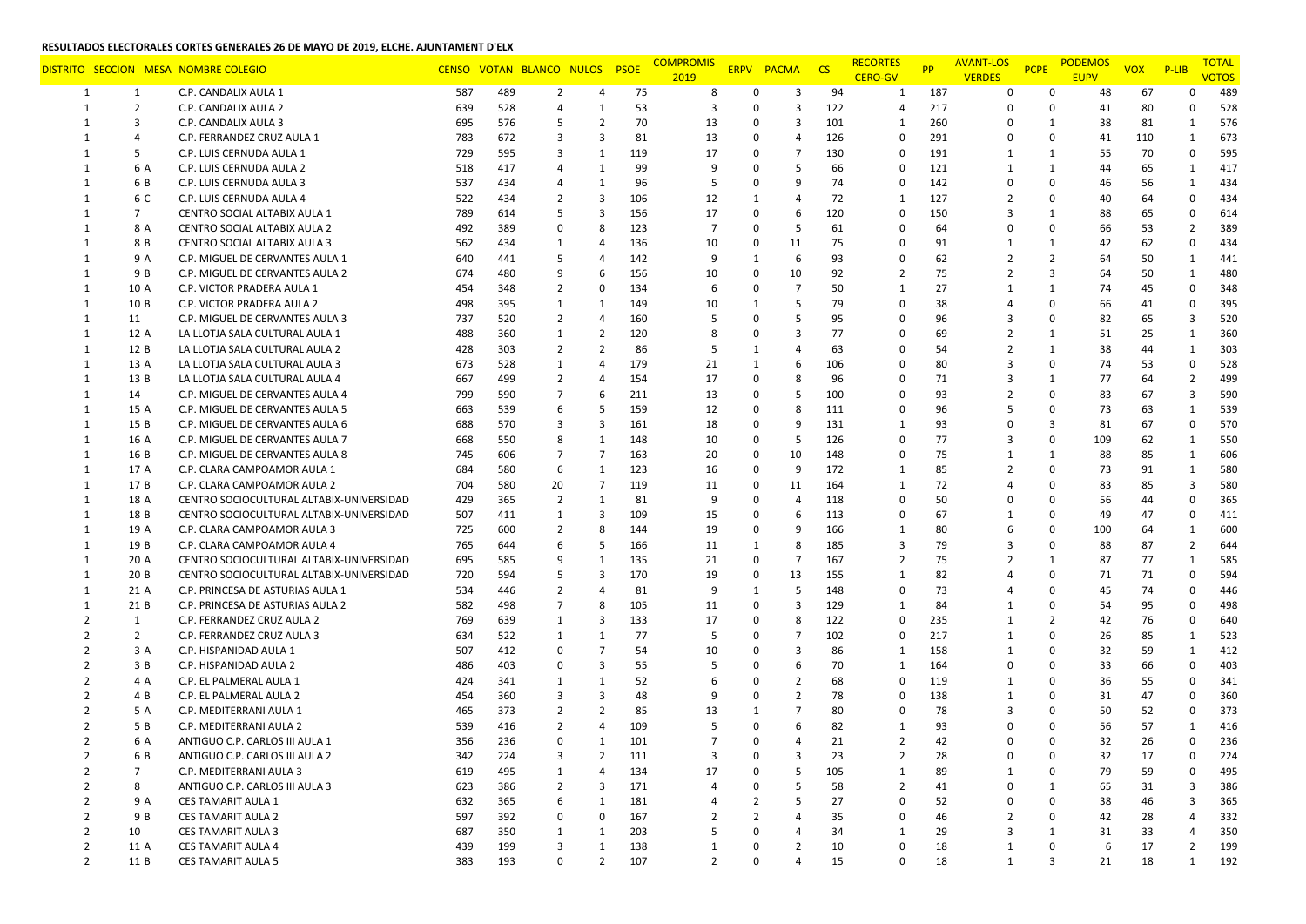**RESULTADOS ELECTORALES CORTES GENERALES 26 DE MAYO DE 2019, ELCHE. AJUNTAMENT D'ELX**

| DISTRITO | SECCION | MESA | NOMBRE COLEGIO | CENSO | VOTAN | BLANCO | NULOS | PSOE | COMPROMIS 2019 | ERPV | PACMA | CS | RECORTES CERO-GV | PP | AVANT-LOS VERDES | PCPE | PODEMOS EUPV | VOX | P-LIB | TOTAL VOTOS |
|---|---|---|---|---|---|---|---|---|---|---|---|---|---|---|---|---|---|---|---|---|
| 1 | 1 | | C.P. CANDALIX AULA 1 | 587 | 489 | 2 | 4 | 75 | 8 | 0 | 3 | 94 | 1 | 187 | 0 | 0 | 48 | 67 | 0 | 489 |
| 1 | 2 | | C.P. CANDALIX AULA 2 | 639 | 528 | 4 | 1 | 53 | 3 | 0 | 3 | 122 | 4 | 217 | 0 | 0 | 41 | 80 | 0 | 528 |
| 1 | 3 | | C.P. CANDALIX AULA 3 | 695 | 576 | 5 | 2 | 70 | 13 | 0 | 3 | 101 | 1 | 260 | 0 | 1 | 38 | 81 | 1 | 576 |
| 1 | 4 | | C.P. FERRANDEZ CRUZ AULA 1 | 783 | 672 | 3 | 3 | 81 | 13 | 0 | 4 | 126 | 0 | 291 | 0 | 0 | 41 | 110 | 1 | 673 |
| 1 | 5 | | C.P. LUIS CERNUDA AULA 1 | 729 | 595 | 3 | 1 | 119 | 17 | 0 | 7 | 130 | 0 | 191 | 1 | 1 | 55 | 70 | 0 | 595 |
| 1 | 6 | A | C.P. LUIS CERNUDA AULA 2 | 518 | 417 | 4 | 1 | 99 | 9 | 0 | 5 | 66 | 0 | 121 | 1 | 1 | 44 | 65 | 1 | 417 |
| 1 | 6 | B | C.P. LUIS CERNUDA AULA 3 | 537 | 434 | 4 | 1 | 96 | 5 | 0 | 9 | 74 | 0 | 142 | 0 | 0 | 46 | 56 | 1 | 434 |
| 1 | 6 | C | C.P. LUIS CERNUDA AULA 4 | 522 | 434 | 2 | 3 | 106 | 12 | 1 | 4 | 72 | 1 | 127 | 2 | 0 | 40 | 64 | 0 | 434 |
| 1 | 7 | | CENTRO SOCIAL ALTABIX AULA 1 | 789 | 614 | 5 | 3 | 156 | 17 | 0 | 6 | 120 | 0 | 150 | 3 | 1 | 88 | 65 | 0 | 614 |
| 1 | 8 | A | CENTRO SOCIAL ALTABIX AULA 2 | 492 | 389 | 0 | 8 | 123 | 7 | 0 | 5 | 61 | 0 | 64 | 0 | 0 | 66 | 53 | 2 | 389 |
| 1 | 8 | B | CENTRO SOCIAL ALTABIX AULA 3 | 562 | 434 | 1 | 4 | 136 | 10 | 0 | 11 | 75 | 0 | 91 | 1 | 1 | 42 | 62 | 0 | 434 |
| 1 | 9 | A | C.P. MIGUEL DE CERVANTES AULA 1 | 640 | 441 | 5 | 4 | 142 | 9 | 1 | 6 | 93 | 0 | 62 | 2 | 2 | 64 | 50 | 1 | 441 |
| 1 | 9 | B | C.P. MIGUEL DE CERVANTES AULA 2 | 674 | 480 | 9 | 6 | 156 | 10 | 0 | 10 | 92 | 2 | 75 | 2 | 3 | 64 | 50 | 1 | 480 |
| 1 | 10 | A | C.P. VICTOR PRADERA AULA 1 | 454 | 348 | 2 | 0 | 134 | 6 | 0 | 7 | 50 | 1 | 27 | 1 | 1 | 74 | 45 | 0 | 348 |
| 1 | 10 | B | C.P. VICTOR PRADERA AULA 2 | 498 | 395 | 1 | 1 | 149 | 10 | 1 | 5 | 79 | 0 | 38 | 4 | 0 | 66 | 41 | 0 | 395 |
| 1 | 11 | | C.P. MIGUEL DE CERVANTES AULA 3 | 737 | 520 | 2 | 4 | 160 | 5 | 0 | 5 | 95 | 0 | 96 | 3 | 0 | 82 | 65 | 3 | 520 |
| 1 | 12 | A | LA LLOTJA SALA CULTURAL AULA 1 | 488 | 360 | 1 | 2 | 120 | 8 | 0 | 3 | 77 | 0 | 69 | 2 | 1 | 51 | 25 | 1 | 360 |
| 1 | 12 | B | LA LLOTJA SALA CULTURAL AULA 2 | 428 | 303 | 2 | 2 | 86 | 5 | 1 | 4 | 63 | 0 | 54 | 2 | 1 | 38 | 44 | 1 | 303 |
| 1 | 13 | A | LA LLOTJA SALA CULTURAL AULA 3 | 673 | 528 | 1 | 4 | 179 | 21 | 1 | 6 | 106 | 0 | 80 | 3 | 0 | 74 | 53 | 0 | 528 |
| 1 | 13 | B | LA LLOTJA SALA CULTURAL AULA 4 | 667 | 499 | 2 | 4 | 154 | 17 | 0 | 8 | 96 | 0 | 71 | 3 | 1 | 77 | 64 | 2 | 499 |
| 1 | 14 | | C.P. MIGUEL DE CERVANTES AULA 4 | 799 | 590 | 7 | 6 | 211 | 13 | 0 | 5 | 100 | 0 | 93 | 2 | 0 | 83 | 67 | 3 | 590 |
| 1 | 15 | A | C.P. MIGUEL DE CERVANTES AULA 5 | 663 | 539 | 6 | 5 | 159 | 12 | 0 | 8 | 111 | 0 | 96 | 5 | 0 | 73 | 63 | 1 | 539 |
| 1 | 15 | B | C.P. MIGUEL DE CERVANTES AULA 6 | 688 | 570 | 3 | 3 | 161 | 18 | 0 | 9 | 131 | 1 | 93 | 0 | 3 | 81 | 67 | 0 | 570 |
| 1 | 16 | A | C.P. MIGUEL DE CERVANTES AULA 7 | 668 | 550 | 8 | 1 | 148 | 10 | 0 | 5 | 126 | 0 | 77 | 3 | 0 | 109 | 62 | 1 | 550 |
| 1 | 16 | B | C.P. MIGUEL DE CERVANTES AULA 8 | 745 | 606 | 7 | 7 | 163 | 20 | 0 | 10 | 148 | 0 | 75 | 1 | 1 | 88 | 85 | 1 | 606 |
| 1 | 17 | A | C.P. CLARA CAMPOAMOR AULA 1 | 684 | 580 | 6 | 1 | 123 | 16 | 0 | 9 | 172 | 1 | 85 | 2 | 0 | 73 | 91 | 1 | 580 |
| 1 | 17 | B | C.P. CLARA CAMPOAMOR AULA 2 | 704 | 580 | 20 | 7 | 119 | 11 | 0 | 11 | 164 | 1 | 72 | 4 | 0 | 83 | 85 | 3 | 580 |
| 1 | 18 | A | CENTRO SOCIOCULTURAL ALTABIX-UNIVERSIDAD | 429 | 365 | 2 | 1 | 81 | 9 | 0 | 4 | 118 | 0 | 50 | 0 | 0 | 56 | 44 | 0 | 365 |
| 1 | 18 | B | CENTRO SOCIOCULTURAL ALTABIX-UNIVERSIDAD | 507 | 411 | 1 | 3 | 109 | 15 | 0 | 6 | 113 | 0 | 67 | 1 | 0 | 49 | 47 | 0 | 411 |
| 1 | 19 | A | C.P. CLARA CAMPOAMOR AULA 3 | 725 | 600 | 2 | 8 | 144 | 19 | 0 | 9 | 166 | 1 | 80 | 6 | 0 | 100 | 64 | 1 | 600 |
| 1 | 19 | B | C.P. CLARA CAMPOAMOR AULA 4 | 765 | 644 | 6 | 5 | 166 | 11 | 1 | 8 | 185 | 3 | 79 | 3 | 0 | 88 | 87 | 2 | 644 |
| 1 | 20 | A | CENTRO SOCIOCULTURAL ALTABIX-UNIVERSIDAD | 695 | 585 | 9 | 1 | 135 | 21 | 0 | 7 | 167 | 2 | 75 | 2 | 1 | 87 | 77 | 1 | 585 |
| 1 | 20 | B | CENTRO SOCIOCULTURAL ALTABIX-UNIVERSIDAD | 720 | 594 | 5 | 3 | 170 | 19 | 0 | 13 | 155 | 1 | 82 | 4 | 0 | 71 | 71 | 0 | 594 |
| 1 | 21 | A | C.P. PRINCESA DE ASTURIAS AULA 1 | 534 | 446 | 2 | 4 | 81 | 9 | 1 | 5 | 148 | 0 | 73 | 4 | 0 | 45 | 74 | 0 | 446 |
| 1 | 21 | B | C.P. PRINCESA DE ASTURIAS AULA 2 | 582 | 498 | 7 | 8 | 105 | 11 | 0 | 3 | 129 | 1 | 84 | 1 | 0 | 54 | 95 | 0 | 498 |
| 2 | 1 | | C.P. FERRANDEZ CRUZ AULA 2 | 769 | 639 | 1 | 3 | 133 | 17 | 0 | 8 | 122 | 0 | 235 | 1 | 2 | 42 | 76 | 0 | 640 |
| 2 | 2 | | C.P. FERRANDEZ CRUZ AULA 3 | 634 | 522 | 1 | 1 | 77 | 5 | 0 | 7 | 102 | 0 | 217 | 1 | 0 | 26 | 85 | 1 | 523 |
| 2 | 3 | A | C.P. HISPANIDAD AULA 1 | 507 | 412 | 0 | 7 | 54 | 10 | 0 | 3 | 86 | 1 | 158 | 1 | 0 | 32 | 59 | 1 | 412 |
| 2 | 3 | B | C.P. HISPANIDAD AULA 2 | 486 | 403 | 0 | 3 | 55 | 5 | 0 | 6 | 70 | 1 | 164 | 0 | 0 | 33 | 66 | 0 | 403 |
| 2 | 4 | A | C.P. EL PALMERAL AULA 1 | 424 | 341 | 1 | 1 | 52 | 6 | 0 | 2 | 68 | 0 | 119 | 1 | 0 | 36 | 55 | 0 | 341 |
| 2 | 4 | B | C.P. EL PALMERAL AULA 2 | 454 | 360 | 3 | 3 | 48 | 9 | 0 | 2 | 78 | 0 | 138 | 1 | 0 | 31 | 47 | 0 | 360 |
| 2 | 5 | A | C.P. MEDITERRANI AULA 1 | 465 | 373 | 2 | 2 | 85 | 13 | 1 | 7 | 80 | 0 | 78 | 3 | 0 | 50 | 52 | 0 | 373 |
| 2 | 5 | B | C.P. MEDITERRANI AULA 2 | 539 | 416 | 2 | 4 | 109 | 5 | 0 | 6 | 82 | 1 | 93 | 0 | 0 | 56 | 57 | 1 | 416 |
| 2 | 6 | A | ANTIGUO C.P. CARLOS III AULA 1 | 356 | 236 | 0 | 1 | 101 | 7 | 0 | 4 | 21 | 2 | 42 | 0 | 0 | 32 | 26 | 0 | 236 |
| 2 | 6 | B | ANTIGUO C.P. CARLOS III AULA 2 | 342 | 224 | 3 | 2 | 111 | 3 | 0 | 3 | 23 | 2 | 28 | 0 | 0 | 32 | 17 | 0 | 224 |
| 2 | 7 | | C.P. MEDITERRANI AULA 3 | 619 | 495 | 1 | 4 | 134 | 17 | 0 | 5 | 105 | 1 | 89 | 1 | 0 | 79 | 59 | 0 | 495 |
| 2 | 8 | | ANTIGUO C.P. CARLOS III AULA 3 | 623 | 386 | 2 | 3 | 171 | 4 | 0 | 5 | 58 | 2 | 41 | 0 | 1 | 65 | 31 | 3 | 386 |
| 2 | 9 | A | CES TAMARIT AULA 1 | 632 | 365 | 6 | 1 | 181 | 4 | 2 | 5 | 27 | 0 | 52 | 0 | 0 | 38 | 46 | 3 | 365 |
| 2 | 9 | B | CES TAMARIT AULA 2 | 597 | 392 | 0 | 0 | 167 | 2 | 2 | 4 | 35 | 0 | 46 | 2 | 0 | 42 | 28 | 4 | 332 |
| 2 | 10 | | CES TAMARIT AULA 3 | 687 | 350 | 1 | 1 | 203 | 5 | 0 | 4 | 34 | 1 | 29 | 3 | 1 | 31 | 33 | 4 | 350 |
| 2 | 11 | A | CES TAMARIT AULA 4 | 439 | 199 | 3 | 1 | 138 | 1 | 0 | 2 | 10 | 0 | 18 | 1 | 0 | 6 | 17 | 2 | 199 |
| 2 | 11 | B | CES TAMARIT AULA 5 | 383 | 193 | 0 | 2 | 107 | 2 | 0 | 4 | 15 | 0 | 18 | 1 | 3 | 21 | 18 | 1 | 192 |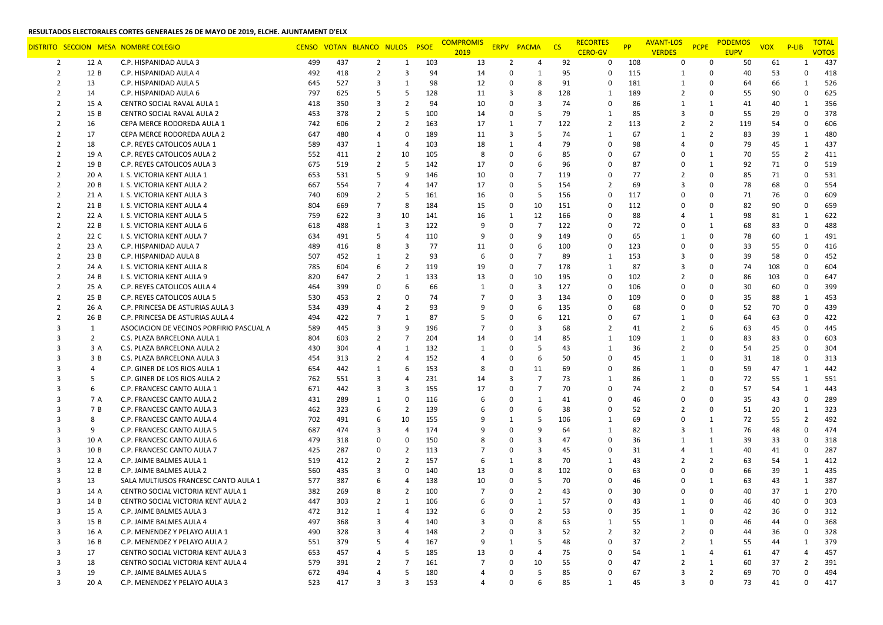**RESULTADOS ELECTORALES CORTES GENERALES 26 DE MAYO DE 2019, ELCHE. AJUNTAMENT D'ELX**

| DISTRITO | SECCION | MESA | NOMBRE COLEGIO | CENSO | VOTAN | BLANCO | NULOS | PSOE | COMPROMIS 2019 | ERPV | PACMA | CS | RECORTES CERO-GV | PP | AVANT-LOS VERDES | PCPE | PODEMOS EUPV | VOX | P-LIB | TOTAL VOTOS |
|---|---|---|---|---|---|---|---|---|---|---|---|---|---|---|---|---|---|---|---|---|
| 2 | 12 | A | C.P. HISPANIDAD AULA 3 | 499 | 437 | 2 | 1 | 103 | 13 | 2 | 4 | 92 | 0 | 108 | 0 | 0 | 50 | 61 | 1 | 437 |
| 2 | 12 | B | C.P. HISPANIDAD AULA 4 | 492 | 418 | 2 | 3 | 94 | 14 | 0 | 1 | 95 | 0 | 115 | 1 | 0 | 40 | 53 | 0 | 418 |
| 2 | 13 | | C.P. HISPANIDAD AULA 5 | 645 | 527 | 3 | 1 | 98 | 12 | 0 | 8 | 91 | 0 | 181 | 1 | 0 | 64 | 66 | 1 | 526 |
| 2 | 14 | | C.P. HISPANIDAD AULA 6 | 797 | 625 | 5 | 5 | 128 | 11 | 3 | 8 | 128 | 1 | 189 | 2 | 0 | 55 | 90 | 0 | 625 |
| 2 | 15 | A | CENTRO SOCIAL RAVAL AULA 1 | 418 | 350 | 3 | 2 | 94 | 10 | 0 | 3 | 74 | 0 | 86 | 1 | 1 | 41 | 40 | 1 | 356 |
| 2 | 15 | B | CENTRO SOCIAL RAVAL AULA 2 | 453 | 378 | 2 | 5 | 100 | 14 | 0 | 5 | 79 | 1 | 85 | 3 | 0 | 55 | 29 | 0 | 378 |
| 2 | 16 | | CEPA MERCE RODOREDA AULA 1 | 742 | 606 | 2 | 2 | 163 | 17 | 1 | 7 | 122 | 2 | 113 | 2 | 2 | 119 | 54 | 0 | 606 |
| 2 | 17 | | CEPA MERCE RODOREDA AULA 2 | 647 | 480 | 4 | 0 | 189 | 11 | 3 | 5 | 74 | 1 | 67 | 1 | 2 | 83 | 39 | 1 | 480 |
| 2 | 18 | | C.P. REYES CATOLICOS AULA 1 | 589 | 437 | 1 | 4 | 103 | 18 | 1 | 4 | 79 | 0 | 98 | 4 | 0 | 79 | 45 | 1 | 437 |
| 2 | 19 | A | C.P. REYES CATOLICOS AULA 2 | 552 | 411 | 2 | 10 | 105 | 8 | 0 | 6 | 85 | 0 | 67 | 0 | 1 | 70 | 55 | 2 | 411 |
| 2 | 19 | B | C.P. REYES CATOLICOS AULA 3 | 675 | 519 | 2 | 5 | 142 | 17 | 0 | 6 | 96 | 0 | 87 | 0 | 1 | 92 | 71 | 0 | 519 |
| 2 | 20 | A | I. S. VICTORIA KENT AULA 1 | 653 | 531 | 5 | 9 | 146 | 10 | 0 | 7 | 119 | 0 | 77 | 2 | 0 | 85 | 71 | 0 | 531 |
| 2 | 20 | B | I. S. VICTORIA KENT AULA 2 | 667 | 554 | 7 | 4 | 147 | 17 | 0 | 5 | 154 | 2 | 69 | 3 | 0 | 78 | 68 | 0 | 554 |
| 2 | 21 | A | I. S. VICTORIA KENT AULA 3 | 740 | 609 | 2 | 5 | 161 | 16 | 0 | 5 | 156 | 0 | 117 | 0 | 0 | 71 | 76 | 0 | 609 |
| 2 | 21 | B | I. S. VICTORIA KENT AULA 4 | 804 | 669 | 7 | 8 | 184 | 15 | 0 | 10 | 151 | 0 | 112 | 0 | 0 | 82 | 90 | 0 | 659 |
| 2 | 22 | A | I. S. VICTORIA KENT AULA 5 | 759 | 622 | 3 | 10 | 141 | 16 | 1 | 12 | 166 | 0 | 88 | 4 | 1 | 98 | 81 | 1 | 622 |
| 2 | 22 | B | I. S. VICTORIA KENT AULA 6 | 618 | 488 | 1 | 3 | 122 | 9 | 0 | 7 | 122 | 0 | 72 | 0 | 1 | 68 | 83 | 0 | 488 |
| 2 | 22 | C | I. S. VICTORIA KENT AULA 7 | 634 | 491 | 5 | 4 | 110 | 9 | 0 | 9 | 149 | 0 | 65 | 1 | 0 | 78 | 60 | 1 | 491 |
| 2 | 23 | A | C.P. HISPANIDAD AULA 7 | 489 | 416 | 8 | 3 | 77 | 11 | 0 | 6 | 100 | 0 | 123 | 0 | 0 | 33 | 55 | 0 | 416 |
| 2 | 23 | B | C.P. HISPANIDAD AULA 8 | 507 | 452 | 1 | 2 | 93 | 6 | 0 | 7 | 89 | 1 | 153 | 3 | 0 | 39 | 58 | 0 | 452 |
| 2 | 24 | A | I. S. VICTORIA KENT AULA 8 | 785 | 604 | 6 | 2 | 119 | 19 | 0 | 7 | 178 | 1 | 87 | 3 | 0 | 74 | 108 | 0 | 604 |
| 2 | 24 | B | I. S. VICTORIA KENT AULA 9 | 820 | 647 | 2 | 1 | 133 | 13 | 0 | 10 | 195 | 0 | 102 | 2 | 0 | 86 | 103 | 0 | 647 |
| 2 | 25 | A | C.P. REYES CATOLICOS AULA 4 | 464 | 399 | 0 | 6 | 66 | 1 | 0 | 3 | 127 | 0 | 106 | 0 | 0 | 30 | 60 | 0 | 399 |
| 2 | 25 | B | C.P. REYES CATOLICOS AULA 5 | 530 | 453 | 2 | 0 | 74 | 7 | 0 | 3 | 134 | 0 | 109 | 0 | 0 | 35 | 88 | 1 | 453 |
| 2 | 26 | A | C.P. PRINCESA DE ASTURIAS AULA 3 | 534 | 439 | 4 | 2 | 93 | 9 | 0 | 6 | 135 | 0 | 68 | 0 | 0 | 52 | 70 | 0 | 439 |
| 2 | 26 | B | C.P. PRINCESA DE ASTURIAS AULA 4 | 494 | 422 | 7 | 1 | 87 | 5 | 0 | 6 | 121 | 0 | 67 | 1 | 0 | 64 | 63 | 0 | 422 |
| 3 | 1 | | ASOCIACION DE VECINOS PORFIRIO PASCUAL A | 589 | 445 | 3 | 9 | 196 | 7 | 0 | 3 | 68 | 2 | 41 | 2 | 6 | 63 | 45 | 0 | 445 |
| 3 | 2 | | C.S. PLAZA BARCELONA AULA 1 | 804 | 603 | 2 | 7 | 204 | 14 | 0 | 14 | 85 | 1 | 109 | 1 | 0 | 83 | 83 | 0 | 603 |
| 3 | 3 | A | C.S. PLAZA BARCELONA AULA 2 | 430 | 304 | 4 | 1 | 132 | 1 | 0 | 5 | 43 | 1 | 36 | 2 | 0 | 54 | 25 | 0 | 304 |
| 3 | 3 | B | C.S. PLAZA BARCELONA AULA 3 | 454 | 313 | 2 | 4 | 152 | 4 | 0 | 6 | 50 | 0 | 45 | 1 | 0 | 31 | 18 | 0 | 313 |
| 3 | 4 | | C.P. GINER DE LOS RIOS AULA 1 | 654 | 442 | 1 | 6 | 153 | 8 | 0 | 11 | 69 | 0 | 86 | 1 | 0 | 59 | 47 | 1 | 442 |
| 3 | 5 | | C.P. GINER DE LOS RIOS AULA 2 | 762 | 551 | 3 | 4 | 231 | 14 | 3 | 7 | 73 | 1 | 86 | 1 | 0 | 72 | 55 | 1 | 551 |
| 3 | 6 | | C.P. FRANCESC CANTO AULA 1 | 671 | 442 | 3 | 3 | 155 | 17 | 0 | 7 | 70 | 0 | 74 | 2 | 0 | 57 | 54 | 1 | 443 |
| 3 | 7 | A | C.P. FRANCESC CANTO AULA 2 | 431 | 289 | 1 | 0 | 116 | 6 | 0 | 1 | 41 | 0 | 46 | 0 | 0 | 35 | 43 | 0 | 289 |
| 3 | 7 | B | C.P. FRANCESC CANTO AULA 3 | 462 | 323 | 6 | 2 | 139 | 6 | 0 | 6 | 38 | 0 | 52 | 2 | 0 | 51 | 20 | 1 | 323 |
| 3 | 8 | | C.P. FRANCESC CANTO AULA 4 | 702 | 491 | 6 | 10 | 155 | 9 | 1 | 5 | 106 | 1 | 69 | 0 | 1 | 72 | 55 | 2 | 492 |
| 3 | 9 | | C.P. FRANCESC CANTO AULA 5 | 687 | 474 | 3 | 4 | 174 | 9 | 0 | 9 | 64 | 1 | 82 | 3 | 1 | 76 | 48 | 0 | 474 |
| 3 | 10 | A | C.P. FRANCESC CANTO AULA 6 | 479 | 318 | 0 | 0 | 150 | 8 | 0 | 3 | 47 | 0 | 36 | 1 | 1 | 39 | 33 | 0 | 318 |
| 3 | 10 | B | C.P. FRANCESC CANTO AULA 7 | 425 | 287 | 0 | 2 | 113 | 7 | 0 | 3 | 45 | 0 | 31 | 4 | 1 | 40 | 41 | 0 | 287 |
| 3 | 12 | A | C.P. JAIME BALMES AULA 1 | 519 | 412 | 2 | 2 | 157 | 6 | 1 | 8 | 70 | 1 | 43 | 2 | 2 | 63 | 54 | 1 | 412 |
| 3 | 12 | B | C.P. JAIME BALMES AULA 2 | 560 | 435 | 3 | 0 | 140 | 13 | 0 | 8 | 102 | 0 | 63 | 0 | 0 | 66 | 39 | 1 | 435 |
| 3 | 13 | | SALA MULTIUSOS FRANCESC CANTO AULA 1 | 577 | 387 | 6 | 4 | 138 | 10 | 0 | 5 | 70 | 0 | 46 | 0 | 1 | 63 | 43 | 1 | 387 |
| 3 | 14 | A | CENTRO SOCIAL VICTORIA KENT AULA 1 | 382 | 269 | 8 | 2 | 100 | 7 | 0 | 2 | 43 | 0 | 30 | 0 | 0 | 40 | 37 | 1 | 270 |
| 3 | 14 | B | CENTRO SOCIAL VICTORIA KENT AULA 2 | 447 | 303 | 2 | 1 | 106 | 6 | 0 | 1 | 57 | 0 | 43 | 1 | 0 | 46 | 40 | 0 | 303 |
| 3 | 15 | A | C.P. JAIME BALMES AULA 3 | 472 | 312 | 1 | 4 | 132 | 6 | 0 | 2 | 53 | 0 | 35 | 1 | 0 | 42 | 36 | 0 | 312 |
| 3 | 15 | B | C.P. JAIME BALMES AULA 4 | 497 | 368 | 3 | 4 | 140 | 3 | 0 | 8 | 63 | 1 | 55 | 1 | 0 | 46 | 44 | 0 | 368 |
| 3 | 16 | A | C.P. MENENDEZ Y PELAYO AULA 1 | 490 | 328 | 3 | 4 | 148 | 2 | 0 | 3 | 52 | 2 | 32 | 2 | 0 | 44 | 36 | 0 | 328 |
| 3 | 16 | B | C.P. MENENDEZ Y PELAYO AULA 2 | 551 | 379 | 5 | 4 | 167 | 9 | 1 | 5 | 48 | 0 | 37 | 2 | 1 | 55 | 44 | 1 | 379 |
| 3 | 17 | | CENTRO SOCIAL VICTORIA KENT AULA 3 | 653 | 457 | 4 | 5 | 185 | 13 | 0 | 4 | 75 | 0 | 54 | 1 | 4 | 61 | 47 | 4 | 457 |
| 3 | 18 | | CENTRO SOCIAL VICTORIA KENT AULA 4 | 579 | 391 | 2 | 7 | 161 | 7 | 0 | 10 | 55 | 0 | 47 | 2 | 1 | 60 | 37 | 2 | 391 |
| 3 | 19 | | C.P. JAIME BALMES AULA 5 | 672 | 494 | 4 | 5 | 180 | 4 | 0 | 5 | 85 | 0 | 67 | 3 | 2 | 69 | 70 | 0 | 494 |
| 3 | 20 | A | C.P. MENENDEZ Y PELAYO AULA 3 | 523 | 417 | 3 | 3 | 153 | 4 | 0 | 6 | 85 | 1 | 45 | 3 | 0 | 73 | 41 | 0 | 417 |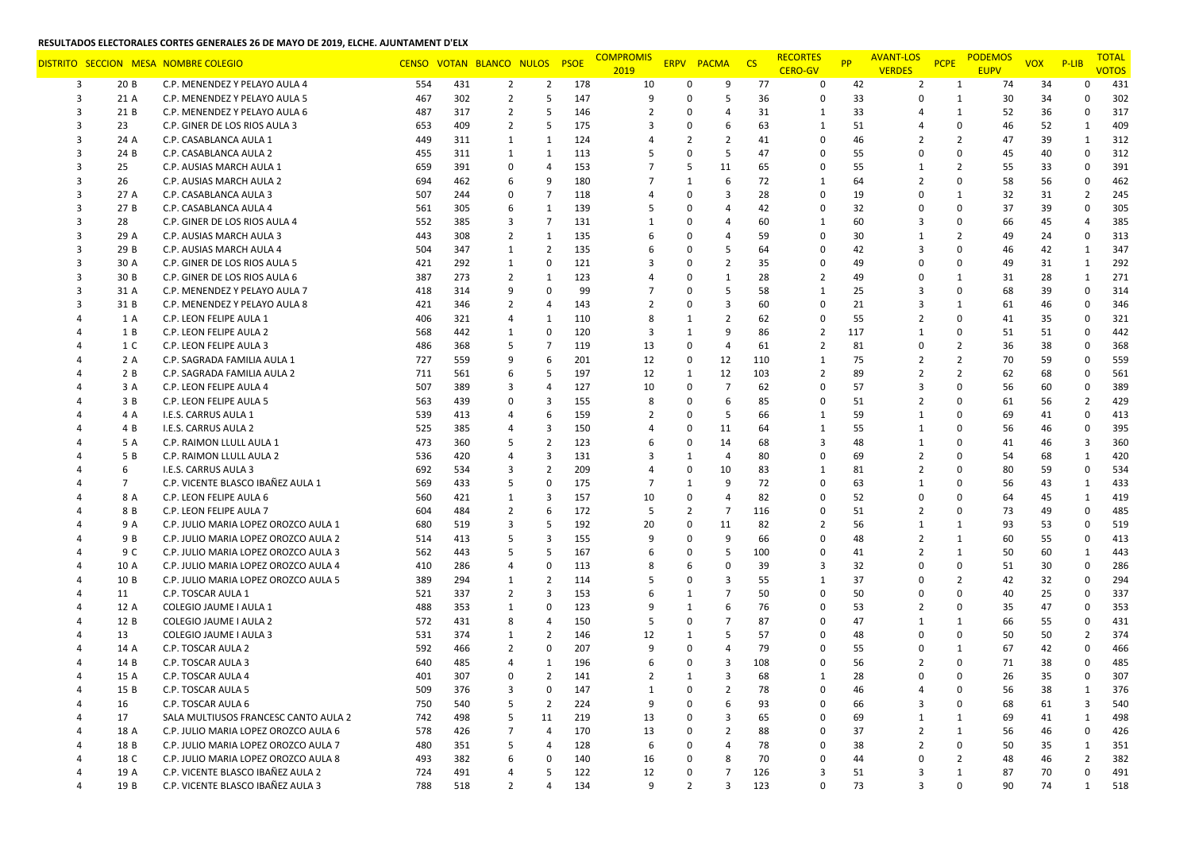**RESULTADOS ELECTORALES CORTES GENERALES 26 DE MAYO DE 2019, ELCHE. AJUNTAMENT D'ELX**

| DISTRITO | SECCION | MESA | NOMBRE COLEGIO | CENSO | VOTAN | BLANCO | NULOS | PSOE | COMPROMIS 2019 | ERPV | PACMA | CS | RECORTES CERO-GV | PP | AVANT-LOS VERDES | PCPE | PODEMOS EUPV | VOX | P-LIB | TOTAL VOTOS |
|---|---|---|---|---|---|---|---|---|---|---|---|---|---|---|---|---|---|---|---|---|
| 3 | 20 | B | C.P. MENENDEZ Y PELAYO AULA 4 | 554 | 431 | 2 | 2 | 178 | 10 | 0 | 9 | 77 | 0 | 42 | 2 | 1 | 74 | 34 | 0 | 431 |
| 3 | 21 | A | C.P. MENENDEZ Y PELAYO AULA 5 | 467 | 302 | 2 | 5 | 147 | 9 | 0 | 5 | 36 | 0 | 33 | 0 | 1 | 30 | 34 | 0 | 302 |
| 3 | 21 | B | C.P. MENENDEZ Y PELAYO AULA 6 | 487 | 317 | 2 | 5 | 146 | 2 | 0 | 4 | 31 | 1 | 33 | 4 | 1 | 52 | 36 | 0 | 317 |
| 3 | 23 | | C.P. GINER DE LOS RIOS AULA 3 | 653 | 409 | 2 | 5 | 175 | 3 | 0 | 6 | 63 | 1 | 51 | 4 | 0 | 46 | 52 | 1 | 409 |
| 3 | 24 | A | C.P. CASABLANCA AULA 1 | 449 | 311 | 1 | 1 | 124 | 4 | 2 | 2 | 41 | 0 | 46 | 2 | 2 | 47 | 39 | 1 | 312 |
| 3 | 24 | B | C.P. CASABLANCA AULA 2 | 455 | 311 | 1 | 1 | 113 | 5 | 0 | 5 | 47 | 0 | 55 | 0 | 0 | 45 | 40 | 0 | 312 |
| 3 | 25 | | C.P. AUSIAS MARCH AULA 1 | 659 | 391 | 0 | 4 | 153 | 7 | 5 | 11 | 65 | 0 | 55 | 1 | 2 | 55 | 33 | 0 | 391 |
| 3 | 26 | | C.P. AUSIAS MARCH AULA 2 | 694 | 462 | 6 | 9 | 180 | 7 | 1 | 6 | 72 | 1 | 64 | 2 | 0 | 58 | 56 | 0 | 462 |
| 3 | 27 | A | C.P. CASABLANCA AULA 3 | 507 | 244 | 0 | 7 | 118 | 4 | 0 | 3 | 28 | 0 | 19 | 0 | 1 | 32 | 31 | 2 | 245 |
| 3 | 27 | B | C.P. CASABLANCA AULA 4 | 561 | 305 | 6 | 1 | 139 | 5 | 0 | 4 | 42 | 0 | 32 | 0 | 0 | 37 | 39 | 0 | 305 |
| 3 | 28 | | C.P. GINER DE LOS RIOS AULA 4 | 552 | 385 | 3 | 7 | 131 | 1 | 0 | 4 | 60 | 1 | 60 | 3 | 0 | 66 | 45 | 4 | 385 |
| 3 | 29 | A | C.P. AUSIAS MARCH AULA 3 | 443 | 308 | 2 | 1 | 135 | 6 | 0 | 4 | 59 | 0 | 30 | 1 | 2 | 49 | 24 | 0 | 313 |
| 3 | 29 | B | C.P. AUSIAS MARCH AULA 4 | 504 | 347 | 1 | 2 | 135 | 6 | 0 | 5 | 64 | 0 | 42 | 3 | 0 | 46 | 42 | 1 | 347 |
| 3 | 30 | A | C.P. GINER DE LOS RIOS AULA 5 | 421 | 292 | 1 | 0 | 121 | 3 | 0 | 2 | 35 | 0 | 49 | 0 | 0 | 49 | 31 | 1 | 292 |
| 3 | 30 | B | C.P. GINER DE LOS RIOS AULA 6 | 387 | 273 | 2 | 1 | 123 | 4 | 0 | 1 | 28 | 2 | 49 | 0 | 1 | 31 | 28 | 1 | 271 |
| 3 | 31 | A | C.P. MENENDEZ Y PELAYO AULA 7 | 418 | 314 | 9 | 0 | 99 | 7 | 0 | 5 | 58 | 1 | 25 | 3 | 0 | 68 | 39 | 0 | 314 |
| 3 | 31 | B | C.P. MENENDEZ Y PELAYO AULA 8 | 421 | 346 | 2 | 4 | 143 | 2 | 0 | 3 | 60 | 0 | 21 | 3 | 1 | 61 | 46 | 0 | 346 |
| 4 | 1 | A | C.P. LEON FELIPE AULA 1 | 406 | 321 | 4 | 1 | 110 | 8 | 1 | 2 | 62 | 0 | 55 | 2 | 0 | 41 | 35 | 0 | 321 |
| 4 | 1 | B | C.P. LEON FELIPE AULA 2 | 568 | 442 | 1 | 0 | 120 | 3 | 1 | 9 | 86 | 2 | 117 | 1 | 0 | 51 | 51 | 0 | 442 |
| 4 | 1 | C | C.P. LEON FELIPE AULA 3 | 486 | 368 | 5 | 7 | 119 | 13 | 0 | 4 | 61 | 2 | 81 | 0 | 2 | 36 | 38 | 0 | 368 |
| 4 | 2 | A | C.P. SAGRADA FAMILIA AULA 1 | 727 | 559 | 9 | 6 | 201 | 12 | 0 | 12 | 110 | 1 | 75 | 2 | 2 | 70 | 59 | 0 | 559 |
| 4 | 2 | B | C.P. SAGRADA FAMILIA AULA 2 | 711 | 561 | 6 | 5 | 197 | 12 | 1 | 12 | 103 | 2 | 89 | 2 | 2 | 62 | 68 | 0 | 561 |
| 4 | 3 | A | C.P. LEON FELIPE AULA 4 | 507 | 389 | 3 | 4 | 127 | 10 | 0 | 7 | 62 | 0 | 57 | 3 | 0 | 56 | 60 | 0 | 389 |
| 4 | 3 | B | C.P. LEON FELIPE AULA 5 | 563 | 439 | 0 | 3 | 155 | 8 | 0 | 6 | 85 | 0 | 51 | 2 | 0 | 61 | 56 | 2 | 429 |
| 4 | 4 | A | I.E.S. CARRUS AULA 1 | 539 | 413 | 4 | 6 | 159 | 2 | 0 | 5 | 66 | 1 | 59 | 1 | 0 | 69 | 41 | 0 | 413 |
| 4 | 4 | B | I.E.S. CARRUS AULA 2 | 525 | 385 | 4 | 3 | 150 | 4 | 0 | 11 | 64 | 1 | 55 | 1 | 0 | 56 | 46 | 0 | 395 |
| 4 | 5 | A | C.P. RAIMON LLULL AULA 1 | 473 | 360 | 5 | 2 | 123 | 6 | 0 | 14 | 68 | 3 | 48 | 1 | 0 | 41 | 46 | 3 | 360 |
| 4 | 5 | B | C.P. RAIMON LLULL AULA 2 | 536 | 420 | 4 | 3 | 131 | 3 | 1 | 4 | 80 | 0 | 69 | 2 | 0 | 54 | 68 | 1 | 420 |
| 4 | 6 | | I.E.S. CARRUS AULA 3 | 692 | 534 | 3 | 2 | 209 | 4 | 0 | 10 | 83 | 1 | 81 | 2 | 0 | 80 | 59 | 0 | 534 |
| 4 | 7 | | C.P. VICENTE BLASCO IBAÑEZ AULA 1 | 569 | 433 | 5 | 0 | 175 | 7 | 1 | 9 | 72 | 0 | 63 | 1 | 0 | 56 | 43 | 1 | 433 |
| 4 | 8 | A | C.P. LEON FELIPE AULA 6 | 560 | 421 | 1 | 3 | 157 | 10 | 0 | 4 | 82 | 0 | 52 | 0 | 0 | 64 | 45 | 1 | 419 |
| 4 | 8 | B | C.P. LEON FELIPE AULA 7 | 604 | 484 | 2 | 6 | 172 | 5 | 2 | 7 | 116 | 0 | 51 | 2 | 0 | 73 | 49 | 0 | 485 |
| 4 | 9 | A | C.P. JULIO MARIA LOPEZ OROZCO AULA 1 | 680 | 519 | 3 | 5 | 192 | 20 | 0 | 11 | 82 | 2 | 56 | 1 | 1 | 93 | 53 | 0 | 519 |
| 4 | 9 | B | C.P. JULIO MARIA LOPEZ OROZCO AULA 2 | 514 | 413 | 5 | 3 | 155 | 9 | 0 | 9 | 66 | 0 | 48 | 2 | 1 | 60 | 55 | 0 | 413 |
| 4 | 9 | C | C.P. JULIO MARIA LOPEZ OROZCO AULA 3 | 562 | 443 | 5 | 5 | 167 | 6 | 0 | 5 | 100 | 0 | 41 | 2 | 1 | 50 | 60 | 1 | 443 |
| 4 | 10 | A | C.P. JULIO MARIA LOPEZ OROZCO AULA 4 | 410 | 286 | 4 | 0 | 113 | 8 | 6 | 0 | 39 | 3 | 32 | 0 | 0 | 51 | 30 | 0 | 286 |
| 4 | 10 | B | C.P. JULIO MARIA LOPEZ OROZCO AULA 5 | 389 | 294 | 1 | 2 | 114 | 5 | 0 | 3 | 55 | 1 | 37 | 0 | 2 | 42 | 32 | 0 | 294 |
| 4 | 11 | | C.P. TOSCAR AULA 1 | 521 | 337 | 2 | 3 | 153 | 6 | 1 | 7 | 50 | 0 | 50 | 0 | 0 | 40 | 25 | 0 | 337 |
| 4 | 12 | A | COLEGIO JAUME I AULA 1 | 488 | 353 | 1 | 0 | 123 | 9 | 1 | 6 | 76 | 0 | 53 | 2 | 0 | 35 | 47 | 0 | 353 |
| 4 | 12 | B | COLEGIO JAUME I AULA 2 | 572 | 431 | 8 | 4 | 150 | 5 | 0 | 7 | 87 | 0 | 47 | 1 | 1 | 66 | 55 | 0 | 431 |
| 4 | 13 | | COLEGIO JAUME I AULA 3 | 531 | 374 | 1 | 2 | 146 | 12 | 1 | 5 | 57 | 0 | 48 | 0 | 0 | 50 | 50 | 2 | 374 |
| 4 | 14 | A | C.P. TOSCAR AULA 2 | 592 | 466 | 2 | 0 | 207 | 9 | 0 | 4 | 79 | 0 | 55 | 0 | 1 | 67 | 42 | 0 | 466 |
| 4 | 14 | B | C.P. TOSCAR AULA 3 | 640 | 485 | 4 | 1 | 196 | 6 | 0 | 3 | 108 | 0 | 56 | 2 | 0 | 71 | 38 | 0 | 485 |
| 4 | 15 | A | C.P. TOSCAR AULA 4 | 401 | 307 | 0 | 2 | 141 | 2 | 1 | 3 | 68 | 1 | 28 | 0 | 0 | 26 | 35 | 0 | 307 |
| 4 | 15 | B | C.P. TOSCAR AULA 5 | 509 | 376 | 3 | 0 | 147 | 1 | 0 | 2 | 78 | 0 | 46 | 4 | 0 | 56 | 38 | 1 | 376 |
| 4 | 16 | | C.P. TOSCAR AULA 6 | 750 | 540 | 5 | 2 | 224 | 9 | 0 | 6 | 93 | 0 | 66 | 3 | 0 | 68 | 61 | 3 | 540 |
| 4 | 17 | | SALA MULTIUSOS FRANCESC CANTO AULA 2 | 742 | 498 | 5 | 11 | 219 | 13 | 0 | 3 | 65 | 0 | 69 | 1 | 1 | 69 | 41 | 1 | 498 |
| 4 | 18 | A | C.P. JULIO MARIA LOPEZ OROZCO AULA 6 | 578 | 426 | 7 | 4 | 170 | 13 | 0 | 2 | 88 | 0 | 37 | 2 | 1 | 56 | 46 | 0 | 426 |
| 4 | 18 | B | C.P. JULIO MARIA LOPEZ OROZCO AULA 7 | 480 | 351 | 5 | 4 | 128 | 6 | 0 | 4 | 78 | 0 | 38 | 2 | 0 | 50 | 35 | 1 | 351 |
| 4 | 18 | C | C.P. JULIO MARIA LOPEZ OROZCO AULA 8 | 493 | 382 | 6 | 0 | 140 | 16 | 0 | 8 | 70 | 0 | 44 | 0 | 2 | 48 | 46 | 2 | 382 |
| 4 | 19 | A | C.P. VICENTE BLASCO IBAÑEZ AULA 2 | 724 | 491 | 4 | 5 | 122 | 12 | 0 | 7 | 126 | 3 | 51 | 3 | 1 | 87 | 70 | 0 | 491 |
| 4 | 19 | B | C.P. VICENTE BLASCO IBAÑEZ AULA 3 | 788 | 518 | 2 | 4 | 134 | 9 | 2 | 3 | 123 | 0 | 73 | 3 | 0 | 90 | 74 | 1 | 518 |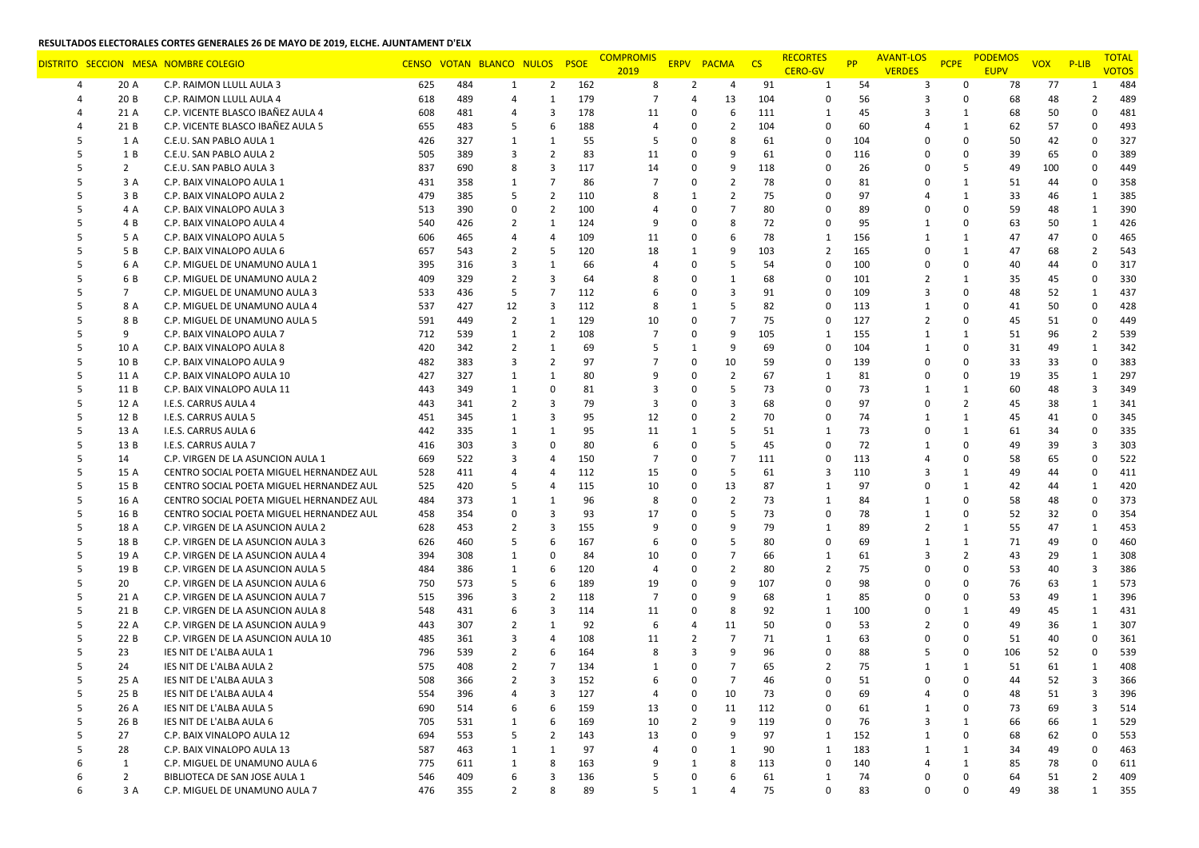**RESULTADOS ELECTORALES CORTES GENERALES 26 DE MAYO DE 2019, ELCHE. AJUNTAMENT D'ELX**

| DISTRITO | SECCION | MESA | NOMBRE COLEGIO | CENSO | VOTAN | BLANCO | NULOS | PSOE | COMPROMIS 2019 | ERPV | PACMA | CS | RECORTES CERO-GV | PP | AVANT-LOS VERDES | PCPE | PODEMOS EUPV | VOX | P-LIB | TOTAL VOTOS |
|---|---|---|---|---|---|---|---|---|---|---|---|---|---|---|---|---|---|---|---|---|
| 4 | 20 | A | C.P. RAIMON LLULL AULA 3 | 625 | 484 | 1 | 2 | 162 | 8 | 2 | 4 | 91 | 1 | 54 | 3 | 0 | 78 | 77 | 1 | 484 |
| 4 | 20 | B | C.P. RAIMON LLULL AULA 4 | 618 | 489 | 4 | 1 | 179 | 7 | 4 | 13 | 104 | 0 | 56 | 3 | 0 | 68 | 48 | 2 | 489 |
| 4 | 21 | A | C.P. VICENTE BLASCO IBAÑEZ AULA 4 | 608 | 481 | 4 | 3 | 178 | 11 | 0 | 6 | 111 | 1 | 45 | 3 | 1 | 68 | 50 | 0 | 481 |
| 4 | 21 | B | C.P. VICENTE BLASCO IBAÑEZ AULA 5 | 655 | 483 | 5 | 6 | 188 | 4 | 0 | 2 | 104 | 0 | 60 | 4 | 1 | 62 | 57 | 0 | 493 |
| 5 | 1 | A | C.E.U. SAN PABLO AULA 1 | 426 | 327 | 1 | 1 | 55 | 5 | 0 | 8 | 61 | 0 | 104 | 0 | 0 | 50 | 42 | 0 | 327 |
| 5 | 1 | B | C.E.U. SAN PABLO AULA 2 | 505 | 389 | 3 | 2 | 83 | 11 | 0 | 9 | 61 | 0 | 116 | 0 | 0 | 39 | 65 | 0 | 389 |
| 5 | 2 | | C.E.U. SAN PABLO AULA 3 | 837 | 690 | 8 | 3 | 117 | 14 | 0 | 9 | 118 | 0 | 26 | 0 | 5 | 49 | 100 | 0 | 449 |
| 5 | 3 | A | C.P. BAIX VINALOPO AULA 1 | 431 | 358 | 1 | 7 | 86 | 7 | 0 | 2 | 78 | 0 | 81 | 0 | 1 | 51 | 44 | 0 | 358 |
| 5 | 3 | B | C.P. BAIX VINALOPO AULA 2 | 479 | 385 | 5 | 2 | 110 | 8 | 1 | 2 | 75 | 0 | 97 | 4 | 1 | 33 | 46 | 1 | 385 |
| 5 | 4 | A | C.P. BAIX VINALOPO AULA 3 | 513 | 390 | 0 | 2 | 100 | 4 | 0 | 7 | 80 | 0 | 89 | 0 | 0 | 59 | 48 | 1 | 390 |
| 5 | 4 | B | C.P. BAIX VINALOPO AULA 4 | 540 | 426 | 2 | 1 | 124 | 9 | 0 | 8 | 72 | 0 | 95 | 1 | 0 | 63 | 50 | 1 | 426 |
| 5 | 5 | A | C.P. BAIX VINALOPO AULA 5 | 606 | 465 | 4 | 4 | 109 | 11 | 0 | 6 | 78 | 1 | 156 | 1 | 1 | 47 | 47 | 0 | 465 |
| 5 | 5 | B | C.P. BAIX VINALOPO AULA 6 | 657 | 543 | 2 | 5 | 120 | 18 | 1 | 9 | 103 | 2 | 165 | 0 | 1 | 47 | 68 | 2 | 543 |
| 5 | 6 | A | C.P. MIGUEL DE UNAMUNO AULA 1 | 395 | 316 | 3 | 1 | 66 | 4 | 0 | 5 | 54 | 0 | 100 | 0 | 0 | 40 | 44 | 0 | 317 |
| 5 | 6 | B | C.P. MIGUEL DE UNAMUNO AULA 2 | 409 | 329 | 2 | 3 | 64 | 8 | 0 | 1 | 68 | 0 | 101 | 2 | 1 | 35 | 45 | 0 | 330 |
| 5 | 7 | | C.P. MIGUEL DE UNAMUNO AULA 3 | 533 | 436 | 5 | 7 | 112 | 6 | 0 | 3 | 91 | 0 | 109 | 3 | 0 | 48 | 52 | 1 | 437 |
| 5 | 8 | A | C.P. MIGUEL DE UNAMUNO AULA 4 | 537 | 427 | 12 | 3 | 112 | 8 | 1 | 5 | 82 | 0 | 113 | 1 | 0 | 41 | 50 | 0 | 428 |
| 5 | 8 | B | C.P. MIGUEL DE UNAMUNO AULA 5 | 591 | 449 | 2 | 1 | 129 | 10 | 0 | 7 | 75 | 0 | 127 | 2 | 0 | 45 | 51 | 0 | 449 |
| 5 | 9 | | C.P. BAIX VINALOPO AULA 7 | 712 | 539 | 1 | 2 | 108 | 7 | 0 | 9 | 105 | 1 | 155 | 1 | 1 | 51 | 96 | 2 | 539 |
| 5 | 10 | A | C.P. BAIX VINALOPO AULA 8 | 420 | 342 | 2 | 1 | 69 | 5 | 1 | 9 | 69 | 0 | 104 | 1 | 0 | 31 | 49 | 1 | 342 |
| 5 | 10 | B | C.P. BAIX VINALOPO AULA 9 | 482 | 383 | 3 | 2 | 97 | 7 | 0 | 10 | 59 | 0 | 139 | 0 | 0 | 33 | 33 | 0 | 383 |
| 5 | 11 | A | C.P. BAIX VINALOPO AULA 10 | 427 | 327 | 1 | 1 | 80 | 9 | 0 | 2 | 67 | 1 | 81 | 0 | 0 | 19 | 35 | 1 | 297 |
| 5 | 11 | B | C.P. BAIX VINALOPO AULA 11 | 443 | 349 | 1 | 0 | 81 | 3 | 0 | 5 | 73 | 0 | 73 | 1 | 1 | 60 | 48 | 3 | 349 |
| 5 | 12 | A | I.E.S. CARRUS AULA 4 | 443 | 341 | 2 | 3 | 79 | 3 | 0 | 3 | 68 | 0 | 97 | 0 | 2 | 45 | 38 | 1 | 341 |
| 5 | 12 | B | I.E.S. CARRUS AULA 5 | 451 | 345 | 1 | 3 | 95 | 12 | 0 | 2 | 70 | 0 | 74 | 1 | 1 | 45 | 41 | 0 | 345 |
| 5 | 13 | A | I.E.S. CARRUS AULA 6 | 442 | 335 | 1 | 1 | 95 | 11 | 1 | 5 | 51 | 1 | 73 | 0 | 1 | 61 | 34 | 0 | 335 |
| 5 | 13 | B | I.E.S. CARRUS AULA 7 | 416 | 303 | 3 | 0 | 80 | 6 | 0 | 5 | 45 | 0 | 72 | 1 | 0 | 49 | 39 | 3 | 303 |
| 5 | 14 | | C.P. VIRGEN DE LA ASUNCION AULA 1 | 669 | 522 | 3 | 4 | 150 | 7 | 0 | 7 | 111 | 0 | 113 | 4 | 0 | 58 | 65 | 0 | 522 |
| 5 | 15 | A | CENTRO SOCIAL POETA MIGUEL HERNANDEZ AUL | 528 | 411 | 4 | 4 | 112 | 15 | 0 | 5 | 61 | 3 | 110 | 3 | 1 | 49 | 44 | 0 | 411 |
| 5 | 15 | B | CENTRO SOCIAL POETA MIGUEL HERNANDEZ AUL | 525 | 420 | 5 | 4 | 115 | 10 | 0 | 13 | 87 | 1 | 97 | 0 | 1 | 42 | 44 | 1 | 420 |
| 5 | 16 | A | CENTRO SOCIAL POETA MIGUEL HERNANDEZ AUL | 484 | 373 | 1 | 1 | 96 | 8 | 0 | 2 | 73 | 1 | 84 | 1 | 0 | 58 | 48 | 0 | 373 |
| 5 | 16 | B | CENTRO SOCIAL POETA MIGUEL HERNANDEZ AUL | 458 | 354 | 0 | 3 | 93 | 17 | 0 | 5 | 73 | 0 | 78 | 1 | 0 | 52 | 32 | 0 | 354 |
| 5 | 18 | A | C.P. VIRGEN DE LA ASUNCION AULA 2 | 628 | 453 | 2 | 3 | 155 | 9 | 0 | 9 | 79 | 1 | 89 | 2 | 1 | 55 | 47 | 1 | 453 |
| 5 | 18 | B | C.P. VIRGEN DE LA ASUNCION AULA 3 | 626 | 460 | 5 | 6 | 167 | 6 | 0 | 5 | 80 | 0 | 69 | 1 | 1 | 71 | 49 | 0 | 460 |
| 5 | 19 | A | C.P. VIRGEN DE LA ASUNCION AULA 4 | 394 | 308 | 1 | 0 | 84 | 10 | 0 | 7 | 66 | 1 | 61 | 3 | 2 | 43 | 29 | 1 | 308 |
| 5 | 19 | B | C.P. VIRGEN DE LA ASUNCION AULA 5 | 484 | 386 | 1 | 6 | 120 | 4 | 0 | 2 | 80 | 2 | 75 | 0 | 0 | 53 | 40 | 3 | 386 |
| 5 | 20 | | C.P. VIRGEN DE LA ASUNCION AULA 6 | 750 | 573 | 5 | 6 | 189 | 19 | 0 | 9 | 107 | 0 | 98 | 0 | 0 | 76 | 63 | 1 | 573 |
| 5 | 21 | A | C.P. VIRGEN DE LA ASUNCION AULA 7 | 515 | 396 | 3 | 2 | 118 | 7 | 0 | 9 | 68 | 1 | 85 | 0 | 0 | 53 | 49 | 1 | 396 |
| 5 | 21 | B | C.P. VIRGEN DE LA ASUNCION AULA 8 | 548 | 431 | 6 | 3 | 114 | 11 | 0 | 8 | 92 | 1 | 100 | 0 | 1 | 49 | 45 | 1 | 431 |
| 5 | 22 | A | C.P. VIRGEN DE LA ASUNCION AULA 9 | 443 | 307 | 2 | 1 | 92 | 6 | 4 | 11 | 50 | 0 | 53 | 2 | 0 | 49 | 36 | 1 | 307 |
| 5 | 22 | B | C.P. VIRGEN DE LA ASUNCION AULA 10 | 485 | 361 | 3 | 4 | 108 | 11 | 2 | 7 | 71 | 1 | 63 | 0 | 0 | 51 | 40 | 0 | 361 |
| 5 | 23 | | IES NIT DE L'ALBA AULA 1 | 796 | 539 | 2 | 6 | 164 | 8 | 3 | 9 | 96 | 0 | 88 | 5 | 0 | 106 | 52 | 0 | 539 |
| 5 | 24 | | IES NIT DE L'ALBA AULA 2 | 575 | 408 | 2 | 7 | 134 | 1 | 0 | 7 | 65 | 2 | 75 | 1 | 1 | 51 | 61 | 1 | 408 |
| 5 | 25 | A | IES NIT DE L'ALBA AULA 3 | 508 | 366 | 2 | 3 | 152 | 6 | 0 | 7 | 46 | 0 | 51 | 0 | 0 | 44 | 52 | 3 | 366 |
| 5 | 25 | B | IES NIT DE L'ALBA AULA 4 | 554 | 396 | 4 | 3 | 127 | 4 | 0 | 10 | 73 | 0 | 69 | 4 | 0 | 48 | 51 | 3 | 396 |
| 5 | 26 | A | IES NIT DE L'ALBA AULA 5 | 690 | 514 | 6 | 6 | 159 | 13 | 0 | 11 | 112 | 0 | 61 | 1 | 0 | 73 | 69 | 3 | 514 |
| 5 | 26 | B | IES NIT DE L'ALBA AULA 6 | 705 | 531 | 1 | 6 | 169 | 10 | 2 | 9 | 119 | 0 | 76 | 3 | 1 | 66 | 66 | 1 | 529 |
| 5 | 27 | | C.P. BAIX VINALOPO AULA 12 | 694 | 553 | 5 | 2 | 143 | 13 | 0 | 9 | 97 | 1 | 152 | 1 | 0 | 68 | 62 | 0 | 553 |
| 5 | 28 | | C.P. BAIX VINALOPO AULA 13 | 587 | 463 | 1 | 1 | 97 | 4 | 0 | 1 | 90 | 1 | 183 | 1 | 1 | 34 | 49 | 0 | 463 |
| 6 | 1 | | C.P. MIGUEL DE UNAMUNO AULA 6 | 775 | 611 | 1 | 8 | 163 | 9 | 1 | 8 | 113 | 0 | 140 | 4 | 1 | 85 | 78 | 0 | 611 |
| 6 | 2 | | BIBLIOTECA DE SAN JOSE AULA 1 | 546 | 409 | 6 | 3 | 136 | 5 | 0 | 6 | 61 | 1 | 74 | 0 | 0 | 64 | 51 | 2 | 409 |
| 6 | 3 | A | C.P. MIGUEL DE UNAMUNO AULA 7 | 476 | 355 | 2 | 8 | 89 | 5 | 1 | 4 | 75 | 0 | 83 | 0 | 0 | 49 | 38 | 1 | 355 |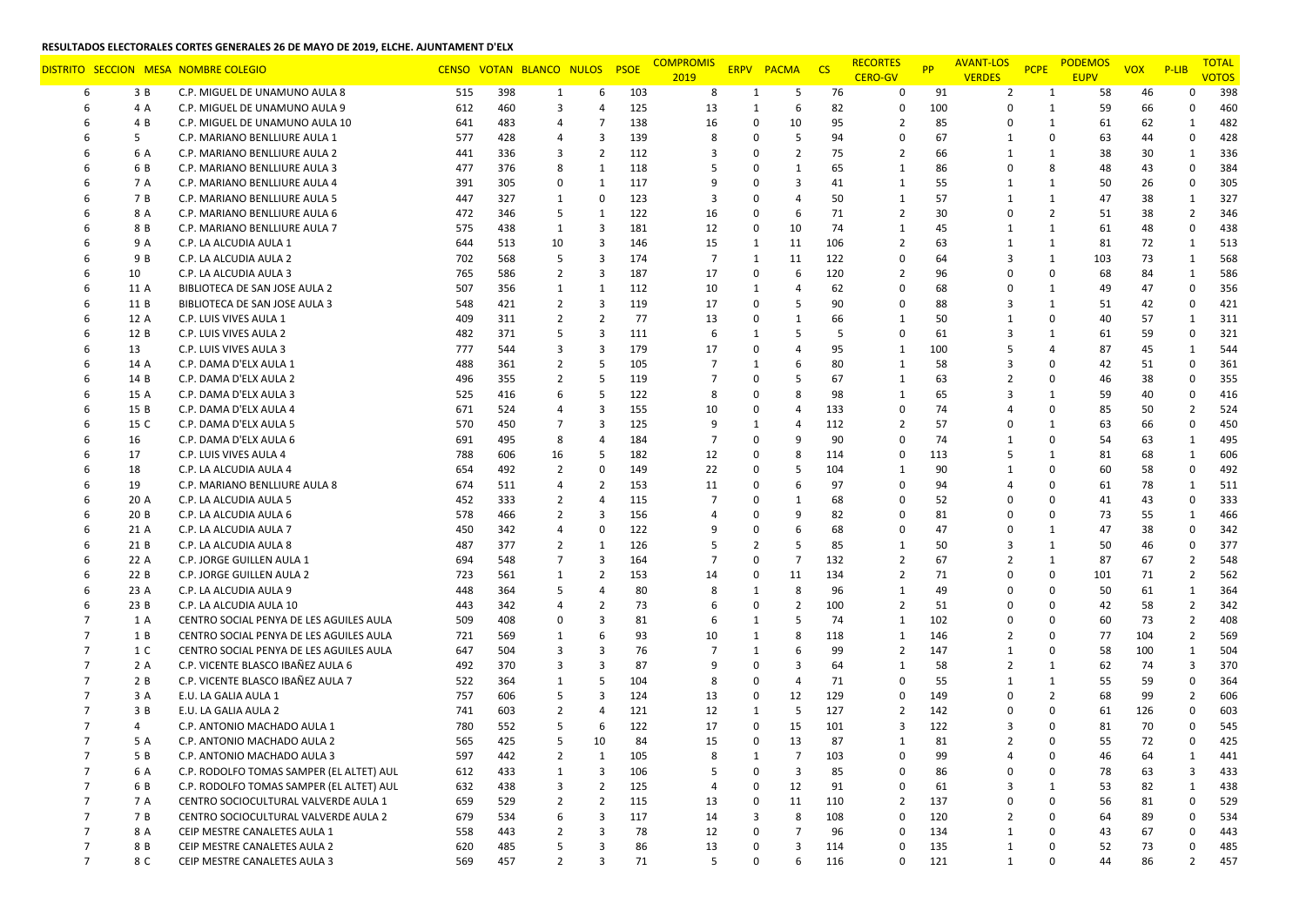**RESULTADOS ELECTORALES CORTES GENERALES 26 DE MAYO DE 2019, ELCHE. AJUNTAMENT D'ELX**

| DISTRITO | SECCION | MESA | NOMBRE COLEGIO | CENSO | VOTAN | BLANCO | NULOS | PSOE | COMPROMIS 2019 | ERPV | PACMA | CS | RECORTES CERO-GV | PP | AVANT-LOS VERDES | PCPE | PODEMOS EUPV | VOX | P-LIB | TOTAL VOTOS |
|---|---|---|---|---|---|---|---|---|---|---|---|---|---|---|---|---|---|---|---|---|
| 6 | 3 | B | C.P. MIGUEL DE UNAMUNO AULA 8 | 515 | 398 | 1 | 6 | 103 | 8 | 1 | 5 | 76 | 0 | 91 | 2 | 1 | 58 | 46 | 0 | 398 |
| 6 | 4 | A | C.P. MIGUEL DE UNAMUNO AULA 9 | 612 | 460 | 3 | 4 | 125 | 13 | 1 | 6 | 82 | 0 | 100 | 0 | 1 | 59 | 66 | 0 | 460 |
| 6 | 4 | B | C.P. MIGUEL DE UNAMUNO AULA 10 | 641 | 483 | 4 | 7 | 138 | 16 | 0 | 10 | 95 | 2 | 85 | 0 | 1 | 61 | 62 | 1 | 482 |
| 6 | 5 | | C.P. MARIANO BENLLIURE AULA 1 | 577 | 428 | 4 | 3 | 139 | 8 | 0 | 5 | 94 | 0 | 67 | 1 | 0 | 63 | 44 | 0 | 428 |
| 6 | 6 | A | C.P. MARIANO BENLLIURE AULA 2 | 441 | 336 | 3 | 2 | 112 | 3 | 0 | 2 | 75 | 2 | 66 | 1 | 1 | 38 | 30 | 1 | 336 |
| 6 | 6 | B | C.P. MARIANO BENLLIURE AULA 3 | 477 | 376 | 8 | 1 | 118 | 5 | 0 | 1 | 65 | 1 | 86 | 0 | 8 | 48 | 43 | 0 | 384 |
| 6 | 7 | A | C.P. MARIANO BENLLIURE AULA 4 | 391 | 305 | 0 | 1 | 117 | 9 | 0 | 3 | 41 | 1 | 55 | 1 | 1 | 50 | 26 | 0 | 305 |
| 6 | 7 | B | C.P. MARIANO BENLLIURE AULA 5 | 447 | 327 | 1 | 0 | 123 | 3 | 0 | 4 | 50 | 1 | 57 | 1 | 1 | 47 | 38 | 1 | 327 |
| 6 | 8 | A | C.P. MARIANO BENLLIURE AULA 6 | 472 | 346 | 5 | 1 | 122 | 16 | 0 | 6 | 71 | 2 | 30 | 0 | 2 | 51 | 38 | 2 | 346 |
| 6 | 8 | B | C.P. MARIANO BENLLIURE AULA 7 | 575 | 438 | 1 | 3 | 181 | 12 | 0 | 10 | 74 | 1 | 45 | 1 | 1 | 61 | 48 | 0 | 438 |
| 6 | 9 | A | C.P. LA ALCUDIA AULA 1 | 644 | 513 | 10 | 3 | 146 | 15 | 1 | 11 | 106 | 2 | 63 | 1 | 1 | 81 | 72 | 1 | 513 |
| 6 | 9 | B | C.P. LA ALCUDIA AULA 2 | 702 | 568 | 5 | 3 | 174 | 7 | 1 | 11 | 122 | 0 | 64 | 3 | 1 | 103 | 73 | 1 | 568 |
| 6 | 10 | | C.P. LA ALCUDIA AULA 3 | 765 | 586 | 2 | 3 | 187 | 17 | 0 | 6 | 120 | 2 | 96 | 0 | 0 | 68 | 84 | 1 | 586 |
| 6 | 11 | A | BIBLIOTECA DE SAN JOSE AULA 2 | 507 | 356 | 1 | 1 | 112 | 10 | 1 | 4 | 62 | 0 | 68 | 0 | 1 | 49 | 47 | 0 | 356 |
| 6 | 11 | B | BIBLIOTECA DE SAN JOSE AULA 3 | 548 | 421 | 2 | 3 | 119 | 17 | 0 | 5 | 90 | 0 | 88 | 3 | 1 | 51 | 42 | 0 | 421 |
| 6 | 12 | A | C.P. LUIS VIVES AULA 1 | 409 | 311 | 2 | 2 | 77 | 13 | 0 | 1 | 66 | 1 | 50 | 1 | 0 | 40 | 57 | 1 | 311 |
| 6 | 12 | B | C.P. LUIS VIVES AULA 2 | 482 | 371 | 5 | 3 | 111 | 6 | 1 | 5 | 5 | 0 | 61 | 3 | 1 | 61 | 59 | 0 | 321 |
| 6 | 13 | | C.P. LUIS VIVES AULA 3 | 777 | 544 | 3 | 3 | 179 | 17 | 0 | 4 | 95 | 1 | 100 | 5 | 4 | 87 | 45 | 1 | 544 |
| 6 | 14 | A | C.P. DAMA D'ELX AULA 1 | 488 | 361 | 2 | 5 | 105 | 7 | 1 | 6 | 80 | 1 | 58 | 3 | 0 | 42 | 51 | 0 | 361 |
| 6 | 14 | B | C.P. DAMA D'ELX AULA 2 | 496 | 355 | 2 | 5 | 119 | 7 | 0 | 5 | 67 | 1 | 63 | 2 | 0 | 46 | 38 | 0 | 355 |
| 6 | 15 | A | C.P. DAMA D'ELX AULA 3 | 525 | 416 | 6 | 5 | 122 | 8 | 0 | 8 | 98 | 1 | 65 | 3 | 1 | 59 | 40 | 0 | 416 |
| 6 | 15 | B | C.P. DAMA D'ELX AULA 4 | 671 | 524 | 4 | 3 | 155 | 10 | 0 | 4 | 133 | 0 | 74 | 4 | 0 | 85 | 50 | 2 | 524 |
| 6 | 15 | C | C.P. DAMA D'ELX AULA 5 | 570 | 450 | 7 | 3 | 125 | 9 | 1 | 4 | 112 | 2 | 57 | 0 | 1 | 63 | 66 | 0 | 450 |
| 6 | 16 | | C.P. DAMA D'ELX AULA 6 | 691 | 495 | 8 | 4 | 184 | 7 | 0 | 9 | 90 | 0 | 74 | 1 | 0 | 54 | 63 | 1 | 495 |
| 6 | 17 | | C.P. LUIS VIVES AULA 4 | 788 | 606 | 16 | 5 | 182 | 12 | 0 | 8 | 114 | 0 | 113 | 5 | 1 | 81 | 68 | 1 | 606 |
| 6 | 18 | | C.P. LA ALCUDIA AULA 4 | 654 | 492 | 2 | 0 | 149 | 22 | 0 | 5 | 104 | 1 | 90 | 1 | 0 | 60 | 58 | 0 | 492 |
| 6 | 19 | | C.P. MARIANO BENLLIURE AULA 8 | 674 | 511 | 4 | 2 | 153 | 11 | 0 | 6 | 97 | 0 | 94 | 4 | 0 | 61 | 78 | 1 | 511 |
| 6 | 20 | A | C.P. LA ALCUDIA AULA 5 | 452 | 333 | 2 | 4 | 115 | 7 | 0 | 1 | 68 | 0 | 52 | 0 | 0 | 41 | 43 | 0 | 333 |
| 6 | 20 | B | C.P. LA ALCUDIA AULA 6 | 578 | 466 | 2 | 3 | 156 | 4 | 0 | 9 | 82 | 0 | 81 | 0 | 0 | 73 | 55 | 1 | 466 |
| 6 | 21 | A | C.P. LA ALCUDIA AULA 7 | 450 | 342 | 4 | 0 | 122 | 9 | 0 | 6 | 68 | 0 | 47 | 0 | 1 | 47 | 38 | 0 | 342 |
| 6 | 21 | B | C.P. LA ALCUDIA AULA 8 | 487 | 377 | 2 | 1 | 126 | 5 | 2 | 5 | 85 | 1 | 50 | 3 | 1 | 50 | 46 | 0 | 377 |
| 6 | 22 | A | C.P. JORGE GUILLEN AULA 1 | 694 | 548 | 7 | 3 | 164 | 7 | 0 | 7 | 132 | 2 | 67 | 2 | 1 | 87 | 67 | 2 | 548 |
| 6 | 22 | B | C.P. JORGE GUILLEN AULA 2 | 723 | 561 | 1 | 2 | 153 | 14 | 0 | 11 | 134 | 2 | 71 | 0 | 0 | 101 | 71 | 2 | 562 |
| 6 | 23 | A | C.P. LA ALCUDIA AULA 9 | 448 | 364 | 5 | 4 | 80 | 8 | 1 | 8 | 96 | 1 | 49 | 0 | 0 | 50 | 61 | 1 | 364 |
| 6 | 23 | B | C.P. LA ALCUDIA AULA 10 | 443 | 342 | 4 | 2 | 73 | 6 | 0 | 2 | 100 | 2 | 51 | 0 | 0 | 42 | 58 | 2 | 342 |
| 7 | 1 | A | CENTRO SOCIAL PENYA DE LES AGUILES AULA | 509 | 408 | 0 | 3 | 81 | 6 | 1 | 5 | 74 | 1 | 102 | 0 | 0 | 60 | 73 | 2 | 408 |
| 7 | 1 | B | CENTRO SOCIAL PENYA DE LES AGUILES AULA | 721 | 569 | 1 | 6 | 93 | 10 | 1 | 8 | 118 | 1 | 146 | 2 | 0 | 77 | 104 | 2 | 569 |
| 7 | 1 | C | CENTRO SOCIAL PENYA DE LES AGUILES AULA | 647 | 504 | 3 | 3 | 76 | 7 | 1 | 6 | 99 | 2 | 147 | 1 | 0 | 58 | 100 | 1 | 504 |
| 7 | 2 | A | C.P. VICENTE BLASCO IBAÑEZ AULA 6 | 492 | 370 | 3 | 3 | 87 | 9 | 0 | 3 | 64 | 1 | 58 | 2 | 1 | 62 | 74 | 3 | 370 |
| 7 | 2 | B | C.P. VICENTE BLASCO IBAÑEZ AULA 7 | 522 | 364 | 1 | 5 | 104 | 8 | 0 | 4 | 71 | 0 | 55 | 1 | 1 | 55 | 59 | 0 | 364 |
| 7 | 3 | A | E.U. LA GALIA AULA 1 | 757 | 606 | 5 | 3 | 124 | 13 | 0 | 12 | 129 | 0 | 149 | 0 | 2 | 68 | 99 | 2 | 606 |
| 7 | 3 | B | E.U. LA GALIA AULA 2 | 741 | 603 | 2 | 4 | 121 | 12 | 1 | 5 | 127 | 2 | 142 | 0 | 0 | 61 | 126 | 0 | 603 |
| 7 | 4 | | C.P. ANTONIO MACHADO AULA 1 | 780 | 552 | 5 | 6 | 122 | 17 | 0 | 15 | 101 | 3 | 122 | 3 | 0 | 81 | 70 | 0 | 545 |
| 7 | 5 | A | C.P. ANTONIO MACHADO AULA 2 | 565 | 425 | 5 | 10 | 84 | 15 | 0 | 13 | 87 | 1 | 81 | 2 | 0 | 55 | 72 | 0 | 425 |
| 7 | 5 | B | C.P. ANTONIO MACHADO AULA 3 | 597 | 442 | 2 | 1 | 105 | 8 | 1 | 7 | 103 | 0 | 99 | 4 | 0 | 46 | 64 | 1 | 441 |
| 7 | 6 | A | C.P. RODOLFO TOMAS SAMPER (EL ALTET) AUL | 612 | 433 | 1 | 3 | 106 | 5 | 0 | 3 | 85 | 0 | 86 | 0 | 0 | 78 | 63 | 3 | 433 |
| 7 | 6 | B | C.P. RODOLFO TOMAS SAMPER (EL ALTET) AUL | 632 | 438 | 3 | 2 | 125 | 4 | 0 | 12 | 91 | 0 | 61 | 3 | 1 | 53 | 82 | 1 | 438 |
| 7 | 7 | A | CENTRO SOCIOCULTURAL VALVERDE AULA 1 | 659 | 529 | 2 | 2 | 115 | 13 | 0 | 11 | 110 | 2 | 137 | 0 | 0 | 56 | 81 | 0 | 529 |
| 7 | 7 | B | CENTRO SOCIOCULTURAL VALVERDE AULA 2 | 679 | 534 | 6 | 3 | 117 | 14 | 3 | 8 | 108 | 0 | 120 | 2 | 0 | 64 | 89 | 0 | 534 |
| 7 | 8 | A | CEIP MESTRE CANALETES AULA 1 | 558 | 443 | 2 | 3 | 78 | 12 | 0 | 7 | 96 | 0 | 134 | 1 | 0 | 43 | 67 | 0 | 443 |
| 7 | 8 | B | CEIP MESTRE CANALETES AULA 2 | 620 | 485 | 5 | 3 | 86 | 13 | 0 | 3 | 114 | 0 | 135 | 1 | 0 | 52 | 73 | 0 | 485 |
| 7 | 8 | C | CEIP MESTRE CANALETES AULA 3 | 569 | 457 | 2 | 3 | 71 | 5 | 0 | 6 | 116 | 0 | 121 | 1 | 0 | 44 | 86 | 2 | 457 |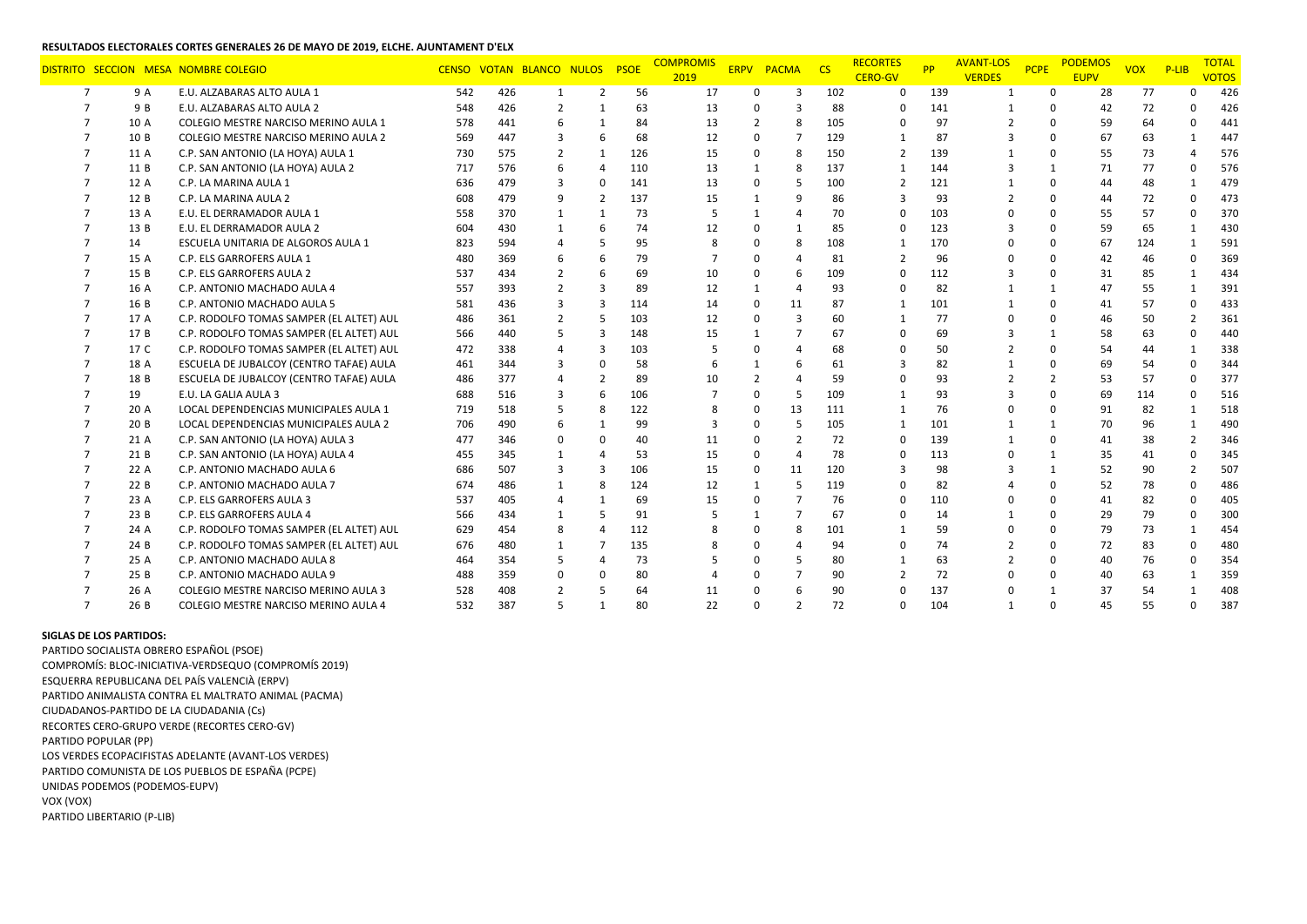**RESULTADOS ELECTORALES CORTES GENERALES 26 DE MAYO DE 2019, ELCHE. AJUNTAMENT D'ELX**

| DISTRITO | SECCION | MESA | NOMBRE COLEGIO | CENSO | VOTAN | BLANCO | NULOS | PSOE | COMPROMIS 2019 | ERPV | PACMA | CS | RECORTES CERO-GV | PP | AVANT-LOS VERDES | PCPE | PODEMOS EUPV | VOX | P-LIB | TOTAL VOTOS |
|---|---|---|---|---|---|---|---|---|---|---|---|---|---|---|---|---|---|---|---|---|
| 7 | 9 | A | E.U. ALZABARAS ALTO AULA 1 | 542 | 426 | 1 | 2 | 56 | 17 | 0 | 3 | 102 | 0 | 139 | 1 | 0 | 28 | 77 | 0 | 426 |
| 7 | 9 | B | E.U. ALZABARAS ALTO AULA 2 | 548 | 426 | 2 | 1 | 63 | 13 | 0 | 3 | 88 | 0 | 141 | 1 | 0 | 42 | 72 | 0 | 426 |
| 7 | 10 | A | COLEGIO MESTRE NARCISO MERINO AULA 1 | 578 | 441 | 6 | 1 | 84 | 13 | 2 | 8 | 105 | 0 | 97 | 2 | 0 | 59 | 64 | 0 | 441 |
| 7 | 10 | B | COLEGIO MESTRE NARCISO MERINO AULA 2 | 569 | 447 | 3 | 6 | 68 | 12 | 0 | 7 | 129 | 1 | 87 | 3 | 0 | 67 | 63 | 1 | 447 |
| 7 | 11 | A | C.P. SAN ANTONIO (LA HOYA) AULA 1 | 730 | 575 | 2 | 1 | 126 | 15 | 0 | 8 | 150 | 2 | 139 | 1 | 0 | 55 | 73 | 4 | 576 |
| 7 | 11 | B | C.P. SAN ANTONIO (LA HOYA) AULA 2 | 717 | 576 | 6 | 4 | 110 | 13 | 1 | 8 | 137 | 1 | 144 | 3 | 1 | 71 | 77 | 0 | 576 |
| 7 | 12 | A | C.P. LA MARINA AULA 1 | 636 | 479 | 3 | 0 | 141 | 13 | 0 | 5 | 100 | 2 | 121 | 1 | 0 | 44 | 48 | 1 | 479 |
| 7 | 12 | B | C.P. LA MARINA AULA 2 | 608 | 479 | 9 | 2 | 137 | 15 | 1 | 9 | 86 | 3 | 93 | 2 | 0 | 44 | 72 | 0 | 473 |
| 7 | 13 | A | E.U. EL DERRAMADOR AULA 1 | 558 | 370 | 1 | 1 | 73 | 5 | 1 | 4 | 70 | 0 | 103 | 0 | 0 | 55 | 57 | 0 | 370 |
| 7 | 13 | B | E.U. EL DERRAMADOR AULA 2 | 604 | 430 | 1 | 6 | 74 | 12 | 0 | 1 | 85 | 0 | 123 | 3 | 0 | 59 | 65 | 1 | 430 |
| 7 | 14 | | ESCUELA UNITARIA DE ALGOROS AULA 1 | 823 | 594 | 4 | 5 | 95 | 8 | 0 | 8 | 108 | 1 | 170 | 0 | 0 | 67 | 124 | 1 | 591 |
| 7 | 15 | A | C.P. ELS GARROFERS AULA 1 | 480 | 369 | 6 | 6 | 79 | 7 | 0 | 4 | 81 | 2 | 96 | 0 | 0 | 42 | 46 | 0 | 369 |
| 7 | 15 | B | C.P. ELS GARROFERS AULA 2 | 537 | 434 | 2 | 6 | 69 | 10 | 0 | 6 | 109 | 0 | 112 | 3 | 0 | 31 | 85 | 1 | 434 |
| 7 | 16 | A | C.P. ANTONIO MACHADO AULA 4 | 557 | 393 | 2 | 3 | 89 | 12 | 1 | 4 | 93 | 0 | 82 | 1 | 1 | 47 | 55 | 1 | 391 |
| 7 | 16 | B | C.P. ANTONIO MACHADO AULA 5 | 581 | 436 | 3 | 3 | 114 | 14 | 0 | 11 | 87 | 1 | 101 | 1 | 0 | 41 | 57 | 0 | 433 |
| 7 | 17 | A | C.P. RODOLFO TOMAS SAMPER (EL ALTET) AUL | 486 | 361 | 2 | 5 | 103 | 12 | 0 | 3 | 60 | 1 | 77 | 0 | 0 | 46 | 50 | 2 | 361 |
| 7 | 17 | B | C.P. RODOLFO TOMAS SAMPER (EL ALTET) AUL | 566 | 440 | 5 | 3 | 148 | 15 | 1 | 7 | 67 | 0 | 69 | 3 | 1 | 58 | 63 | 0 | 440 |
| 7 | 17 | C | C.P. RODOLFO TOMAS SAMPER (EL ALTET) AUL | 472 | 338 | 4 | 3 | 103 | 5 | 0 | 4 | 68 | 0 | 50 | 2 | 0 | 54 | 44 | 1 | 338 |
| 7 | 18 | A | ESCUELA DE JUBALCOY (CENTRO TAFAE) AULA | 461 | 344 | 3 | 0 | 58 | 6 | 1 | 6 | 61 | 3 | 82 | 1 | 0 | 69 | 54 | 0 | 344 |
| 7 | 18 | B | ESCUELA DE JUBALCOY (CENTRO TAFAE) AULA | 486 | 377 | 4 | 2 | 89 | 10 | 2 | 4 | 59 | 0 | 93 | 2 | 2 | 53 | 57 | 0 | 377 |
| 7 | 19 | | E.U. LA GALIA AULA 3 | 688 | 516 | 3 | 6 | 106 | 7 | 0 | 5 | 109 | 1 | 93 | 3 | 0 | 69 | 114 | 0 | 516 |
| 7 | 20 | A | LOCAL DEPENDENCIAS MUNICIPALES AULA 1 | 719 | 518 | 5 | 8 | 122 | 8 | 0 | 13 | 111 | 1 | 76 | 0 | 0 | 91 | 82 | 1 | 518 |
| 7 | 20 | B | LOCAL DEPENDENCIAS MUNICIPALES AULA 2 | 706 | 490 | 6 | 1 | 99 | 3 | 0 | 5 | 105 | 1 | 101 | 1 | 1 | 70 | 96 | 1 | 490 |
| 7 | 21 | A | C.P. SAN ANTONIO (LA HOYA) AULA 3 | 477 | 346 | 0 | 0 | 40 | 11 | 0 | 2 | 72 | 0 | 139 | 1 | 0 | 41 | 38 | 2 | 346 |
| 7 | 21 | B | C.P. SAN ANTONIO (LA HOYA) AULA 4 | 455 | 345 | 1 | 4 | 53 | 15 | 0 | 4 | 78 | 0 | 113 | 0 | 1 | 35 | 41 | 0 | 345 |
| 7 | 22 | A | C.P. ANTONIO MACHADO AULA 6 | 686 | 507 | 3 | 3 | 106 | 15 | 0 | 11 | 120 | 3 | 98 | 3 | 1 | 52 | 90 | 2 | 507 |
| 7 | 22 | B | C.P. ANTONIO MACHADO AULA 7 | 674 | 486 | 1 | 8 | 124 | 12 | 1 | 5 | 119 | 0 | 82 | 4 | 0 | 52 | 78 | 0 | 486 |
| 7 | 23 | A | C.P. ELS GARROFERS AULA 3 | 537 | 405 | 4 | 1 | 69 | 15 | 0 | 7 | 76 | 0 | 110 | 0 | 0 | 41 | 82 | 0 | 405 |
| 7 | 23 | B | C.P. ELS GARROFERS AULA 4 | 566 | 434 | 1 | 5 | 91 | 5 | 1 | 7 | 67 | 0 | 14 | 1 | 0 | 29 | 79 | 0 | 300 |
| 7 | 24 | A | C.P. RODOLFO TOMAS SAMPER (EL ALTET) AUL | 629 | 454 | 8 | 4 | 112 | 8 | 0 | 8 | 101 | 1 | 59 | 0 | 0 | 79 | 73 | 1 | 454 |
| 7 | 24 | B | C.P. RODOLFO TOMAS SAMPER (EL ALTET) AUL | 676 | 480 | 1 | 7 | 135 | 8 | 0 | 4 | 94 | 0 | 74 | 2 | 0 | 72 | 83 | 0 | 480 |
| 7 | 25 | A | C.P. ANTONIO MACHADO AULA 8 | 464 | 354 | 5 | 4 | 73 | 5 | 0 | 5 | 80 | 1 | 63 | 2 | 0 | 40 | 76 | 0 | 354 |
| 7 | 25 | B | C.P. ANTONIO MACHADO AULA 9 | 488 | 359 | 0 | 0 | 80 | 4 | 0 | 7 | 90 | 2 | 72 | 0 | 0 | 40 | 63 | 1 | 359 |
| 7 | 26 | A | COLEGIO MESTRE NARCISO MERINO AULA 3 | 528 | 408 | 2 | 5 | 64 | 11 | 0 | 6 | 90 | 0 | 137 | 0 | 1 | 37 | 54 | 1 | 408 |
| 7 | 26 | B | COLEGIO MESTRE NARCISO MERINO AULA 4 | 532 | 387 | 5 | 1 | 80 | 22 | 0 | 2 | 72 | 0 | 104 | 1 | 0 | 45 | 55 | 0 | 387 |

**SIGLAS DE LOS PARTIDOS:**

PARTIDO SOCIALISTA OBRERO ESPAÑOL (PSOE)
COMPROMÍS: BLOC-INICIATIVA-VERDSEQUO (COMPROMÍS 2019)
ESQUERRA REPUBLICANA DEL PAÍS VALENCIÀ (ERPV)
PARTIDO ANIMALISTA CONTRA EL MALTRATO ANIMAL (PACMA)
CIUDADANOS-PARTIDO DE LA CIUDADANIA (Cs)
RECORTES CERO-GRUPO VERDE (RECORTES CERO-GV)
PARTIDO POPULAR (PP)
LOS VERDES ECOPACIFISTAS ADELANTE (AVANT-LOS VERDES)
PARTIDO COMUNISTA DE LOS PUEBLOS DE ESPAÑA (PCPE)
UNIDAS PODEMOS (PODEMOS-EUPV)
VOX (VOX)
PARTIDO LIBERTARIO (P-LIB)